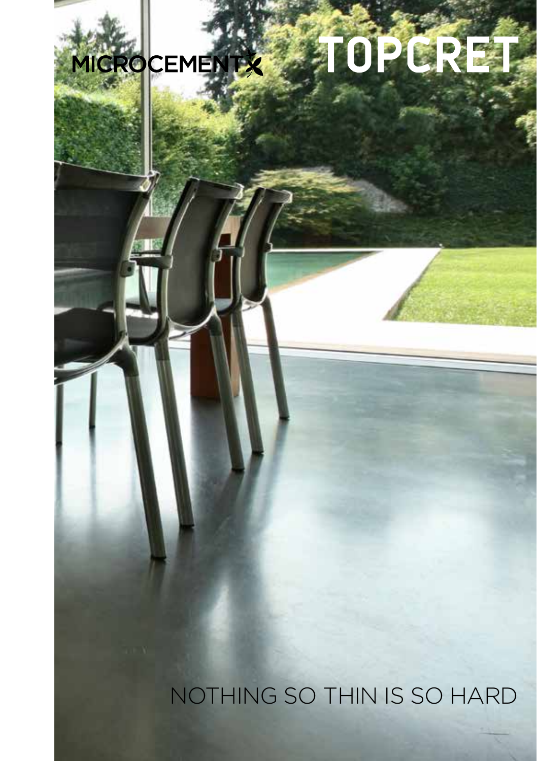MICROCEMENT

# TOPCRET

NOTHING SO THIN IS SO HARD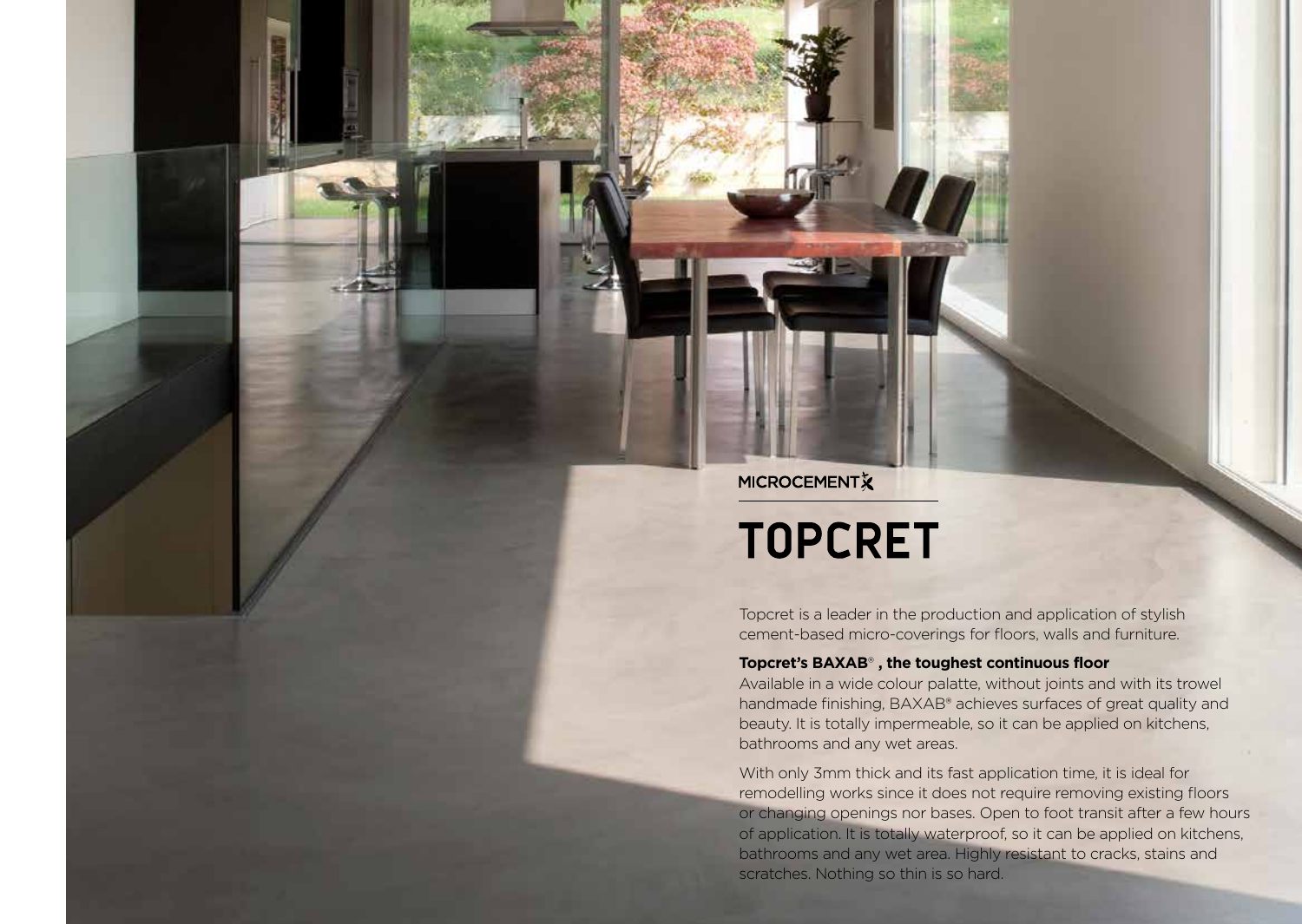MICROCEMENT

# TOPCRET

Topcret is a leader in the production and application of stylish cement-based micro-coverings for floors, walls and furniture.

**Topcret's BAXAB® , the toughest continuous floor**

Available in a wide colour palatte, without joints and with its trowel handmade finishing, BAXAB® achieves surfaces of great quality and beauty. It is totally impermeable, so it can be applied on kitchens, bathrooms and any wet areas.

With only 3mm thick and its fast application time, it is ideal for remodelling works since it does not require removing existing floors or changing openings nor bases. Open to foot transit after a few hours of application. It is totally waterproof, so it can be applied on kitchens, bathrooms and any wet area. Highly resistant to cracks, stains and scratches. Nothing so thin is so hard.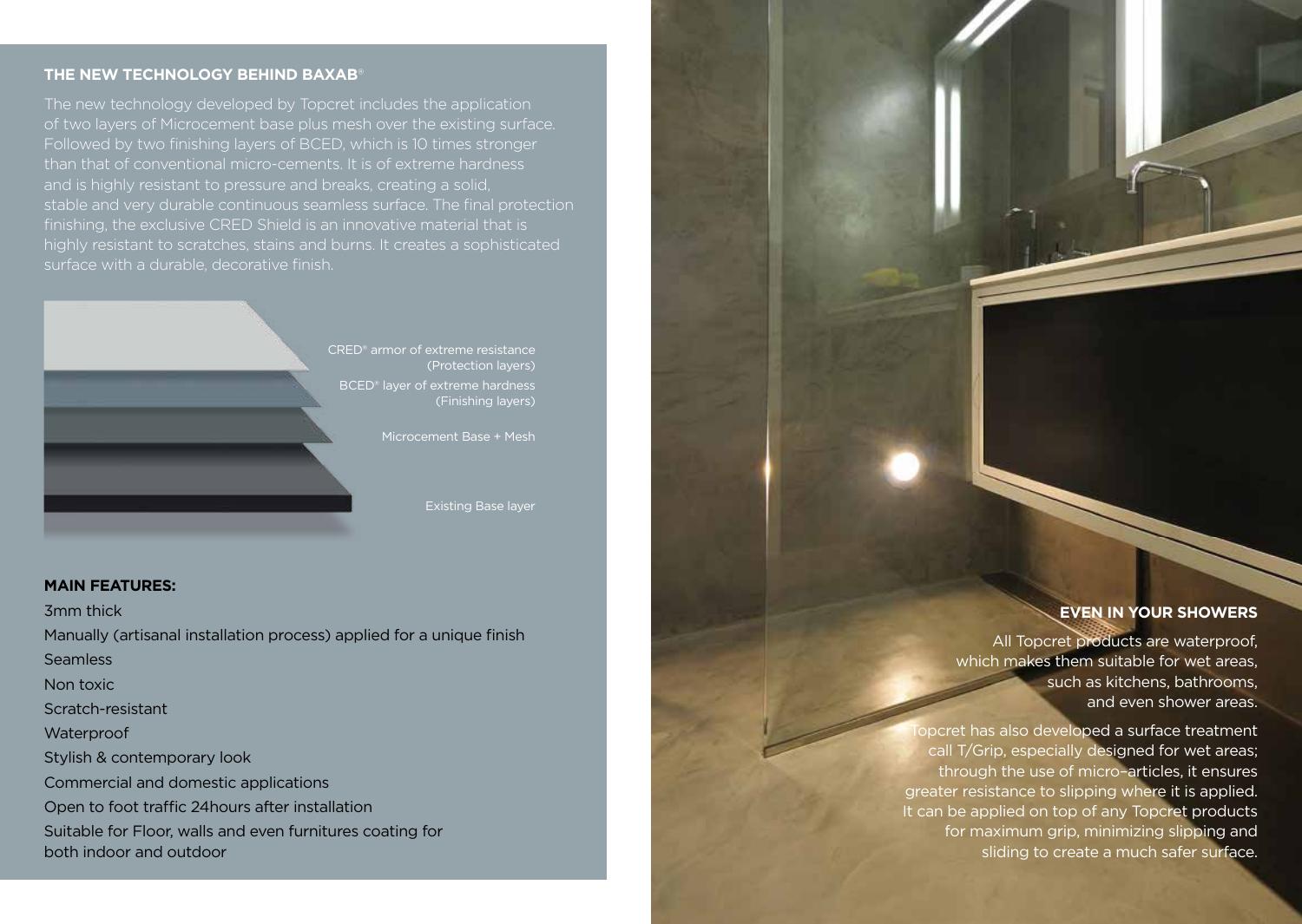## THE NEW TECHNOLOGY BEHIND BAXAB®

The new technology developed by Topcret includes the application of two layers of Microcement base plus mesh over the existing surface. Followed by two finishing layers of BCED, which is 10 times stronger than that of conventional micro-cements. It is of extreme hardness and is highly resistant to pressure and breaks, creating a solid, stable and very durable continuous seamless surface. The final protection finishing, the exclusive CRED Shield is an innovative material that is highly resistant to scratches, stains and burns. It creates a sophisticated surface with a durable, decorative finish.

CRED® armor of extreme resistance (Protection layers)

BCED® layer of extreme hardness (Finishing layers)

Microcement Base + Mesh

Existing Base layer

### MAIN FEATURES:

3mm thick

Manually (artisanal installation process) applied for a unique finish

Seamless

Non toxic

Scratch-resistant

Waterproof

Stylish & contemporary look

Commercial and domestic applications

Open to foot traffic 24hours after installation

Suitable for Floor, walls and even furnitures coating for both indoor and outdoor

### EVEN IN YOUR SHOWERS

All Topcret products are waterproof, which makes them suitable for wet areas, such as kitchens, bathrooms, and even shower areas.

Topcret has also developed a surface treatment call T/Grip, especially designed for wet areas; through the use of micro-articles, it ensures greater resistance to slipping where it is applied. It can be applied on top of any Topcret products for maximum grip, minimizing slipping and sliding to create a much safer surface.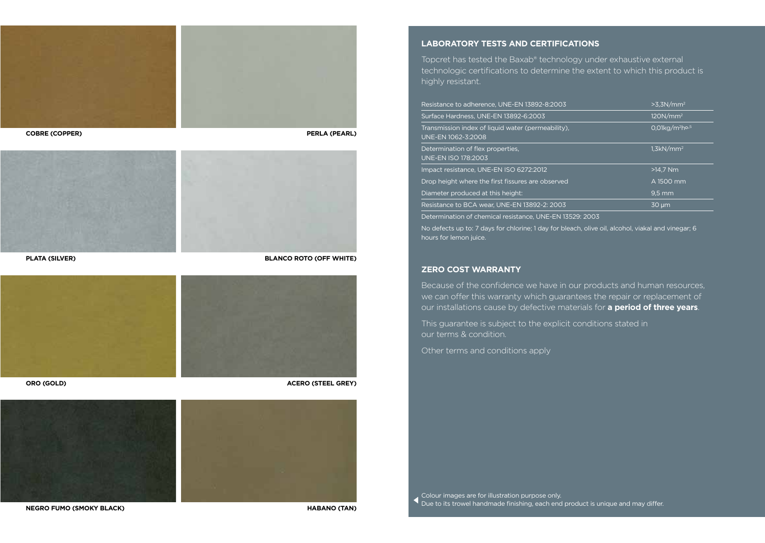COBRE (COPPER)

PERLA (PEARL)

PLATA (SILVER)

BLANCO ROTO (OFF WHITE)

ORO (GOLD)

ACERO (STEEL GREY)

NEGRO FUMO (SMOKY BLACK)

HABANO (TAN)

## LABORATORY TESTS AND CERTIFICATIONS

Topcret has tested the Baxab® technology under exhaustive external technologic certifications to determine the extent to which this product is highly resistant.

| Test | Result |
| --- | --- |
| Resistance to adherence, UNE-EN 13892-8:2003 | >3,3N/mm² |
| Surface Hardness, UNE-EN 13892-6:2003 | 120N/mm² |
| Transmission index of liquid water (permeability), UNE-EN 1062-3:2008 | 0,01kg/m²h0.5 |
| Determination of flex properties, UNE-EN ISO 178:2003 | 1,3kN/mm² |
| Impact resistance, UNE-EN ISO 6272:2012 | >14,7 Nm |
| Drop height where the first fissures are observed | A 1500 mm |
| Diameter produced at this height: | 9,5 mm |
| Resistance to BCA wear, UNE-EN 13892-2: 2003 | 30 µm |
| Determination of chemical resistance, UNE-EN 13529: 2003 | |

No defects up to: 7 days for chlorine; 1 day for bleach, olive oil, alcohol, viakal and vinegar; 6 hours for lemon juice.

## ZERO COST WARRANTY

Because of the confidence we have in our products and human resources, we can offer this warranty which guarantees the repair or replacement of our installations cause by defective materials for **a period of three years**.

This guarantee is subject to the explicit conditions stated in our terms & condition.

Other terms and conditions apply

Colour images are for illustration purpose only.
Due to its trowel handmade finishing, each end product is unique and may differ.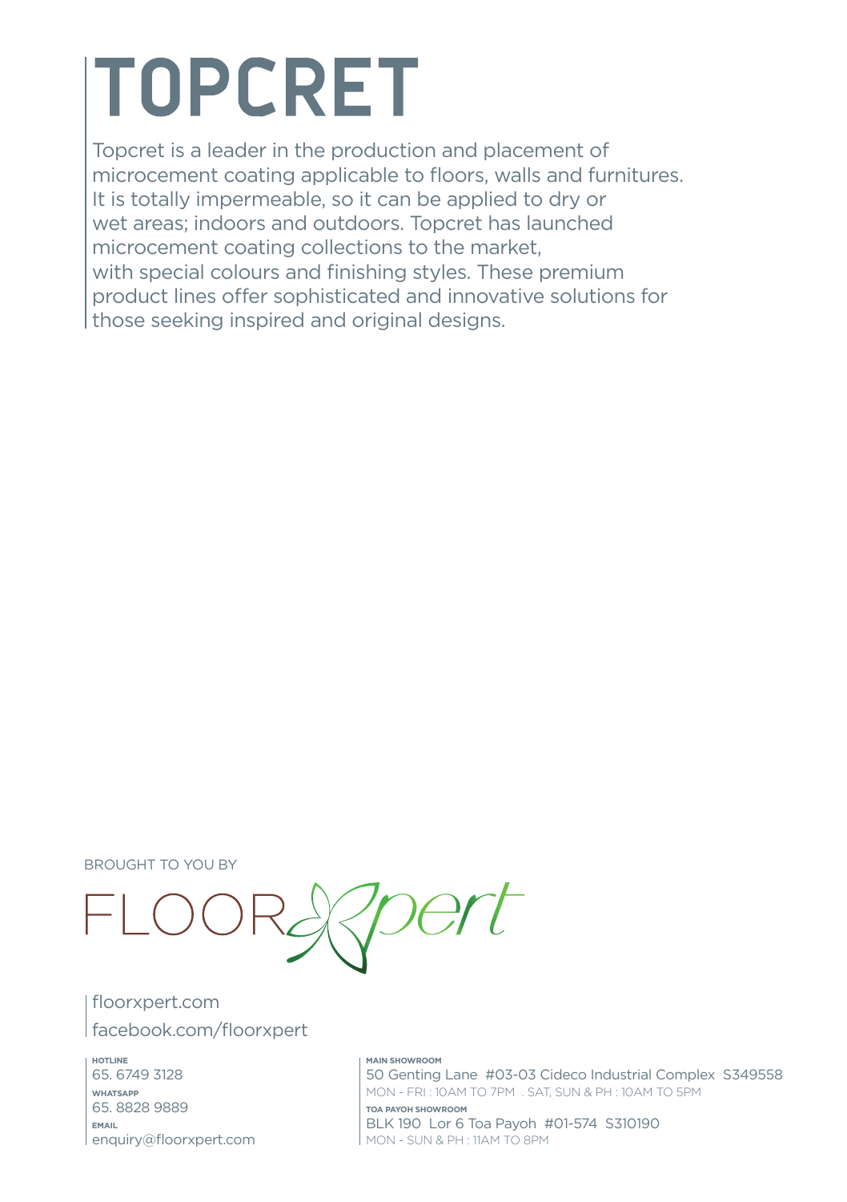# TOPCRET

Topcret is a leader in the production and placement of microcement coating applicable to floors, walls and furnitures. It is totally impermeable, so it can be applied to dry or wet areas; indoors and outdoors. Topcret has launched microcement coating collections to the market, with special colours and finishing styles. These premium product lines offer sophisticated and innovative solutions for those seeking inspired and original designs.

BROUGHT TO YOU BY

FLOORXpert

floorxpert.com
facebook.com/floorxpert

**HOTLINE**
65. 6749 3128

**WHATSAPP**
65. 8828 9889

**EMAIL**
enquiry@floorxpert.com

**MAIN SHOWROOM**
50 Genting Lane #03-03 Cideco Industrial Complex S349558
MON - FRI : 10AM TO 7PM . SAT, SUN & PH : 10AM TO 5PM

**TOA PAYOH SHOWROOM**
BLK 190 Lor 6 Toa Payoh #01-574 S310190
MON - SUN & PH : 11AM TO 8PM